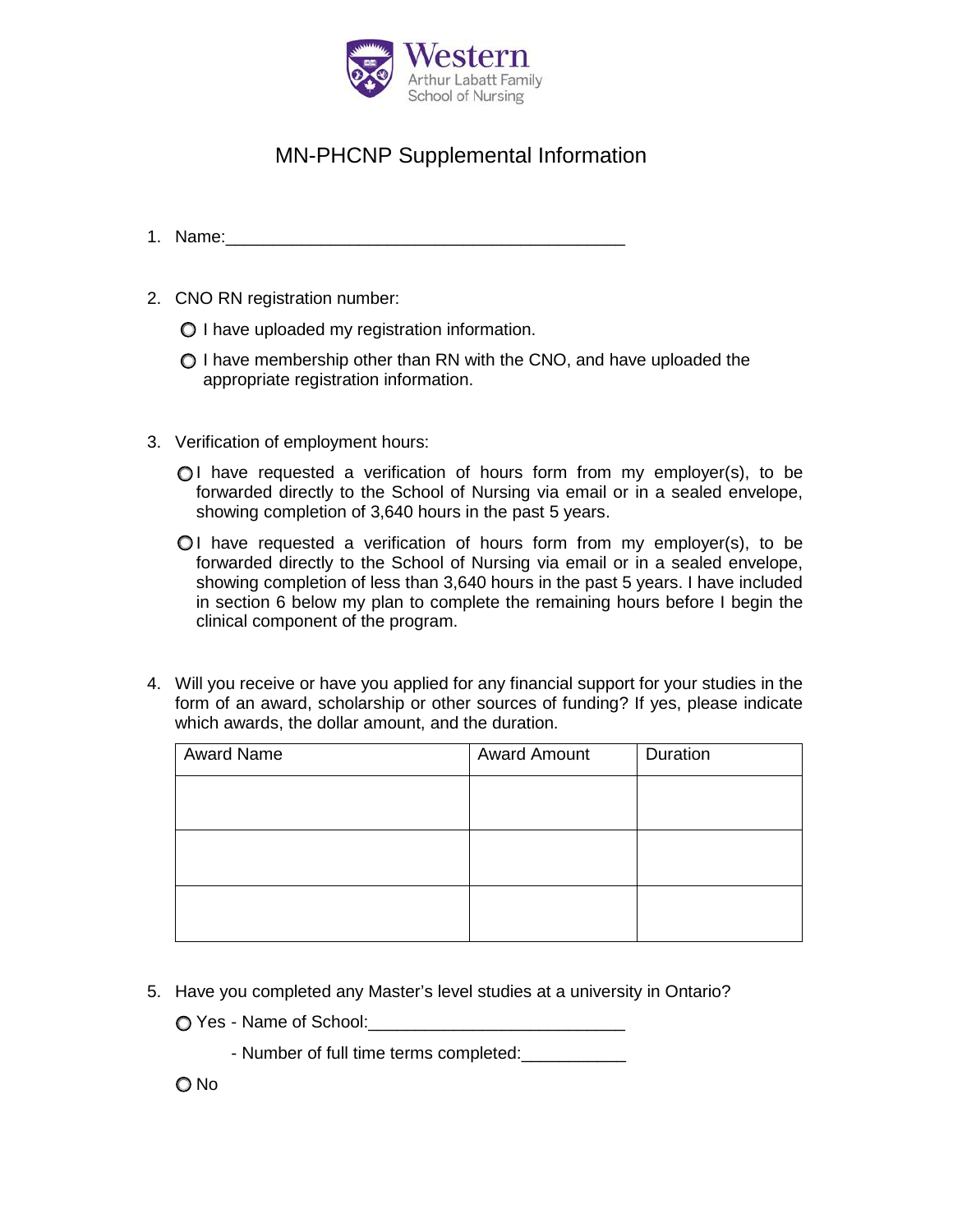Western
Arthur Labatt Family
School of Nursing

# MN-PHCNP Supplemental Information

1. Name:\_\_\_\_\_\_\_\_\_\_\_\_\_\_\_\_\_\_\_\_\_\_\_\_\_\_\_\_\_\_\_\_\_\_\_\_\_\_\_\_\_\_\_\_

2. CNO RN registration number:

   ○ I have uploaded my registration information.

   ○ I have membership other than RN with the CNO, and have uploaded the appropriate registration information.

3. Verification of employment hours:

   ○ I have requested a verification of hours form from my employer(s), to be forwarded directly to the School of Nursing via email or in a sealed envelope, showing completion of 3,640 hours in the past 5 years.

   ○ I have requested a verification of hours form from my employer(s), to be forwarded directly to the School of Nursing via email or in a sealed envelope, showing completion of less than 3,640 hours in the past 5 years. I have included in section 6 below my plan to complete the remaining hours before I begin the clinical component of the program.

4. Will you receive or have you applied for any financial support for your studies in the form of an award, scholarship or other sources of funding? If yes, please indicate which awards, the dollar amount, and the duration.

| Award Name | Award Amount | Duration |
|---|---|---|
| | | |
| | | |
| | | |

5. Have you completed any Master's level studies at a university in Ontario?

   ○ Yes - Name of School:\_\_\_\_\_\_\_\_\_\_\_\_\_\_\_\_\_\_\_\_\_\_\_\_\_\_\_\_

   - Number of full time terms completed:\_\_\_\_\_\_\_\_\_\_\_\_

   ○ No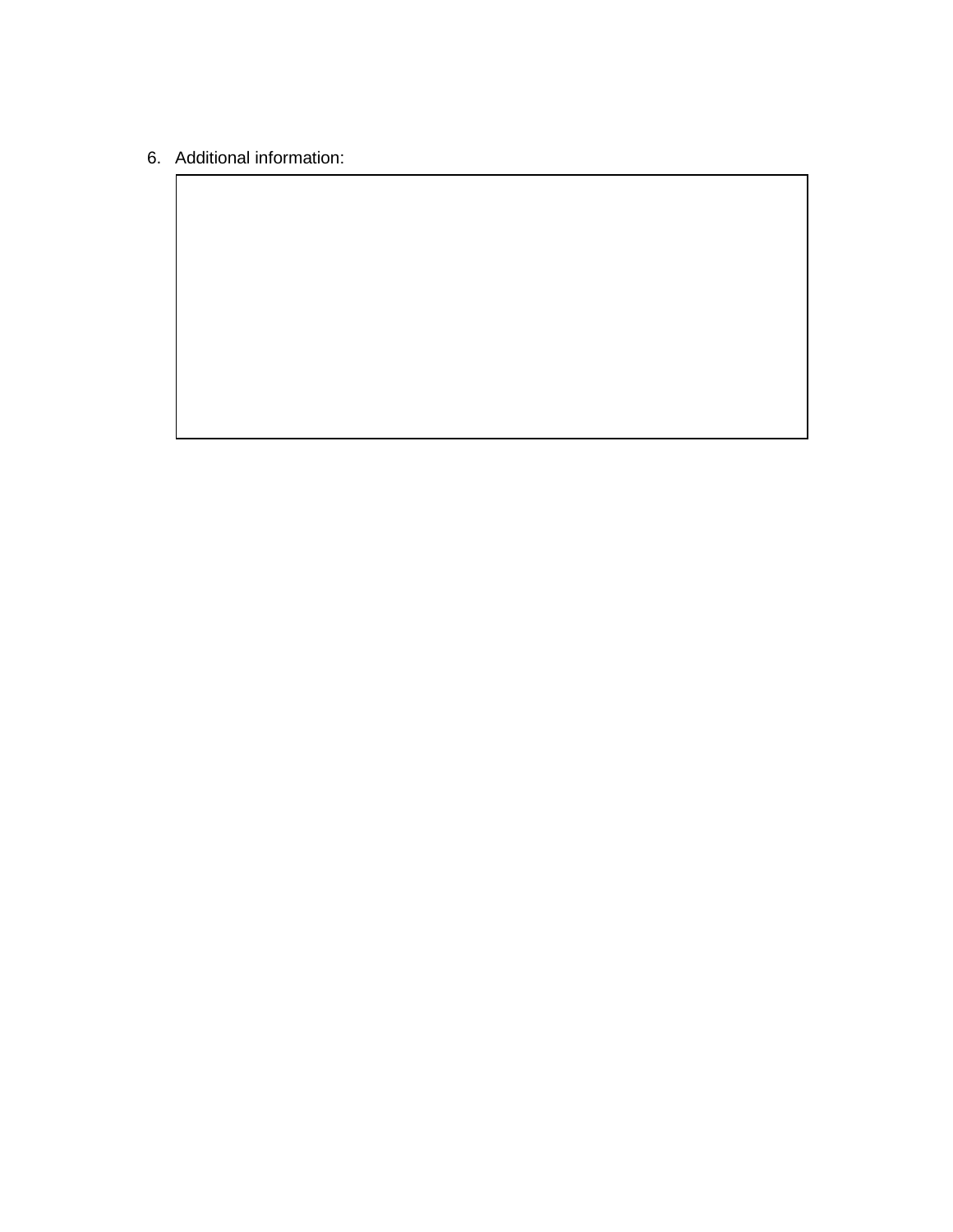6. Additional information: